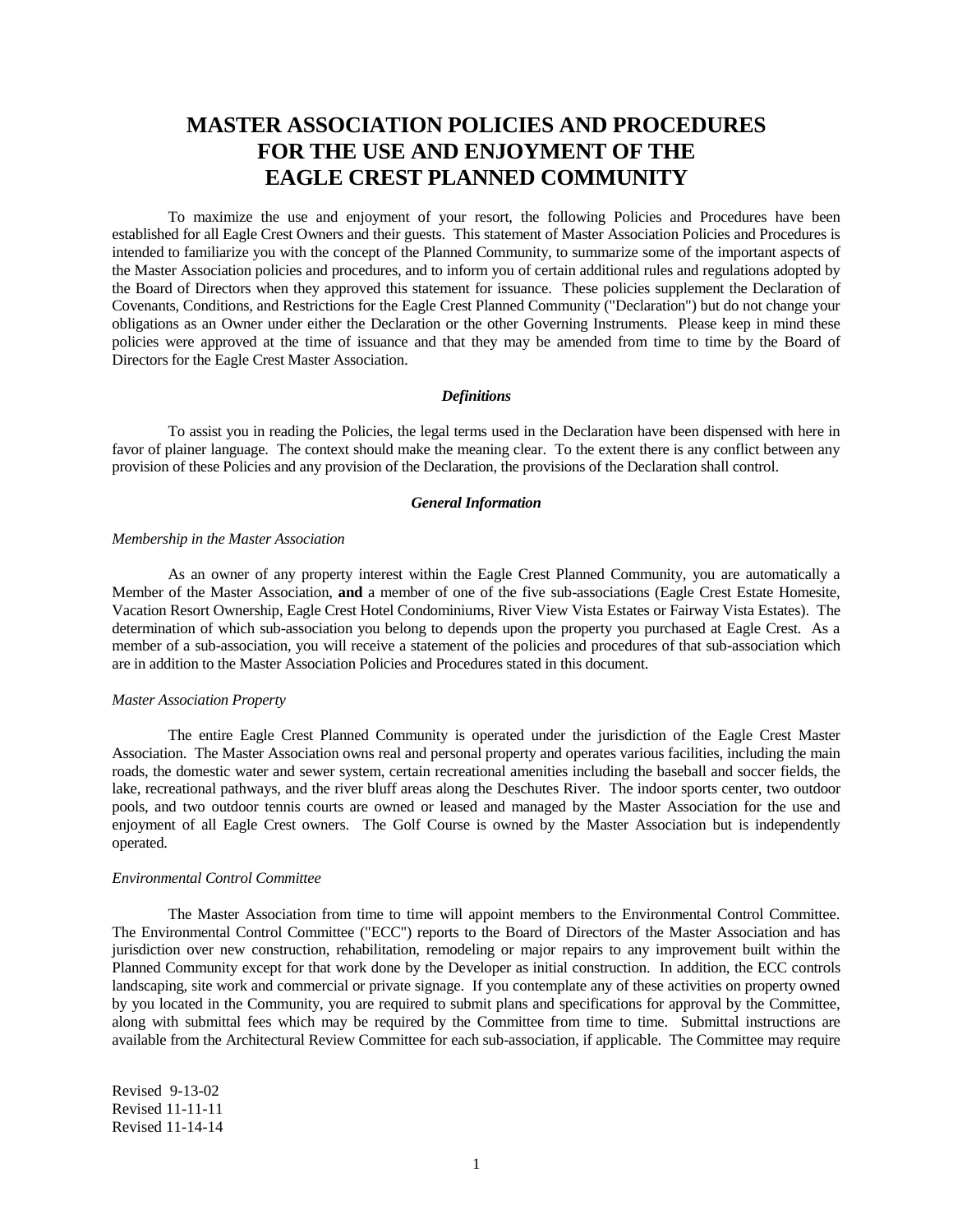# MASTER ASSOCIATION POLICIES AND PROCEDURES FOR THE USE AND ENJOYMENT OF THE EAGLE CREST PLANNED COMMUNITY

To maximize the use and enjoyment of your resort, the following Policies and Procedures have been established for all Eagle Crest Owners and their guests. This statement of Master Association Policies and Procedures is intended to familiarize you with the concept of the Planned Community, to summarize some of the important aspects of the Master Association policies and procedures, and to inform you of certain additional rules and regulations adopted by the Board of Directors when they approved this statement for issuance. These policies supplement the Declaration of Covenants, Conditions, and Restrictions for the Eagle Crest Planned Community ("Declaration") but do not change your obligations as an Owner under either the Declaration or the other Governing Instruments. Please keep in mind these policies were approved at the time of issuance and that they may be amended from time to time by the Board of Directors for the Eagle Crest Master Association.

### ***Definitions***

To assist you in reading the Policies, the legal terms used in the Declaration have been dispensed with here in favor of plainer language. The context should make the meaning clear. To the extent there is any conflict between any provision of these Policies and any provision of the Declaration, the provisions of the Declaration shall control.

### ***General Information***

*Membership in the Master Association*

As an owner of any property interest within the Eagle Crest Planned Community, you are automatically a Member of the Master Association, **and** a member of one of the five sub-associations (Eagle Crest Estate Homesite, Vacation Resort Ownership, Eagle Crest Hotel Condominiums, River View Vista Estates or Fairway Vista Estates). The determination of which sub-association you belong to depends upon the property you purchased at Eagle Crest. As a member of a sub-association, you will receive a statement of the policies and procedures of that sub-association which are in addition to the Master Association Policies and Procedures stated in this document.

*Master Association Property*

The entire Eagle Crest Planned Community is operated under the jurisdiction of the Eagle Crest Master Association. The Master Association owns real and personal property and operates various facilities, including the main roads, the domestic water and sewer system, certain recreational amenities including the baseball and soccer fields, the lake, recreational pathways, and the river bluff areas along the Deschutes River. The indoor sports center, two outdoor pools, and two outdoor tennis courts are owned or leased and managed by the Master Association for the use and enjoyment of all Eagle Crest owners. The Golf Course is owned by the Master Association but is independently operated.

*Environmental Control Committee*

The Master Association from time to time will appoint members to the Environmental Control Committee. The Environmental Control Committee ("ECC") reports to the Board of Directors of the Master Association and has jurisdiction over new construction, rehabilitation, remodeling or major repairs to any improvement built within the Planned Community except for that work done by the Developer as initial construction. In addition, the ECC controls landscaping, site work and commercial or private signage. If you contemplate any of these activities on property owned by you located in the Community, you are required to submit plans and specifications for approval by the Committee, along with submittal fees which may be required by the Committee from time to time. Submittal instructions are available from the Architectural Review Committee for each sub-association, if applicable. The Committee may require

Revised 9-13-02
Revised 11-11-11
Revised 11-14-14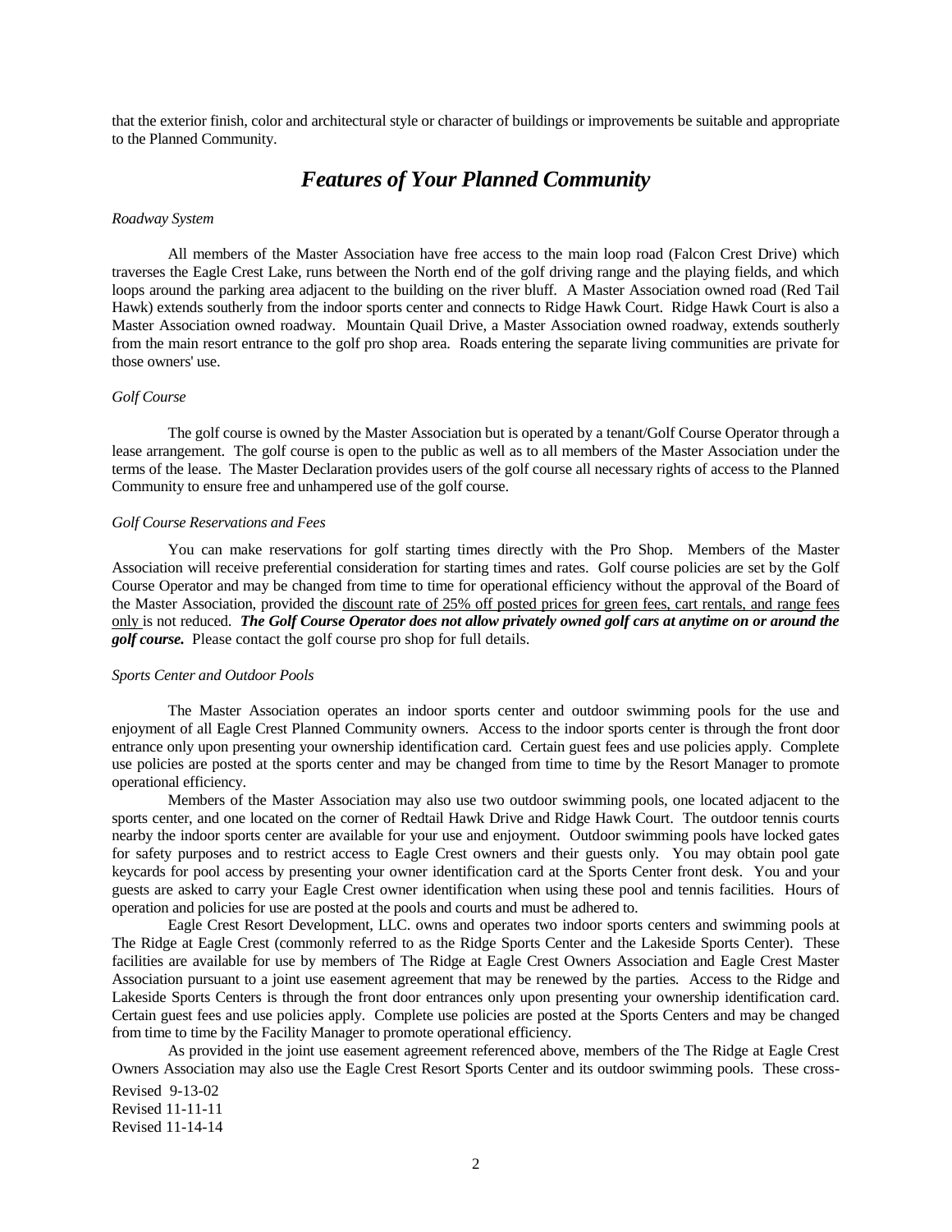that the exterior finish, color and architectural style or character of buildings or improvements be suitable and appropriate to the Planned Community.

## *Features of Your Planned Community*

*Roadway System*

All members of the Master Association have free access to the main loop road (Falcon Crest Drive) which traverses the Eagle Crest Lake, runs between the North end of the golf driving range and the playing fields, and which loops around the parking area adjacent to the building on the river bluff. A Master Association owned road (Red Tail Hawk) extends southerly from the indoor sports center and connects to Ridge Hawk Court. Ridge Hawk Court is also a Master Association owned roadway. Mountain Quail Drive, a Master Association owned roadway, extends southerly from the main resort entrance to the golf pro shop area. Roads entering the separate living communities are private for those owners' use.

*Golf Course*

The golf course is owned by the Master Association but is operated by a tenant/Golf Course Operator through a lease arrangement. The golf course is open to the public as well as to all members of the Master Association under the terms of the lease. The Master Declaration provides users of the golf course all necessary rights of access to the Planned Community to ensure free and unhampered use of the golf course.

*Golf Course Reservations and Fees*

You can make reservations for golf starting times directly with the Pro Shop. Members of the Master Association will receive preferential consideration for starting times and rates. Golf course policies are set by the Golf Course Operator and may be changed from time to time for operational efficiency without the approval of the Board of the Master Association, provided the <u>discount rate of 25% off posted prices for green fees, cart rentals, and range fees only</u> is not reduced. ***The Golf Course Operator does not allow privately owned golf cars at anytime on or around the golf course.*** Please contact the golf course pro shop for full details.

*Sports Center and Outdoor Pools*

The Master Association operates an indoor sports center and outdoor swimming pools for the use and enjoyment of all Eagle Crest Planned Community owners. Access to the indoor sports center is through the front door entrance only upon presenting your ownership identification card. Certain guest fees and use policies apply. Complete use policies are posted at the sports center and may be changed from time to time by the Resort Manager to promote operational efficiency.

Members of the Master Association may also use two outdoor swimming pools, one located adjacent to the sports center, and one located on the corner of Redtail Hawk Drive and Ridge Hawk Court. The outdoor tennis courts nearby the indoor sports center are available for your use and enjoyment. Outdoor swimming pools have locked gates for safety purposes and to restrict access to Eagle Crest owners and their guests only. You may obtain pool gate keycards for pool access by presenting your owner identification card at the Sports Center front desk. You and your guests are asked to carry your Eagle Crest owner identification when using these pool and tennis facilities. Hours of operation and policies for use are posted at the pools and courts and must be adhered to.

Eagle Crest Resort Development, LLC. owns and operates two indoor sports centers and swimming pools at The Ridge at Eagle Crest (commonly referred to as the Ridge Sports Center and the Lakeside Sports Center). These facilities are available for use by members of The Ridge at Eagle Crest Owners Association and Eagle Crest Master Association pursuant to a joint use easement agreement that may be renewed by the parties. Access to the Ridge and Lakeside Sports Centers is through the front door entrances only upon presenting your ownership identification card. Certain guest fees and use policies apply. Complete use policies are posted at the Sports Centers and may be changed from time to time by the Facility Manager to promote operational efficiency.

As provided in the joint use easement agreement referenced above, members of the The Ridge at Eagle Crest Owners Association may also use the Eagle Crest Resort Sports Center and its outdoor swimming pools. These cross-

Revised 9-13-02
Revised 11-11-11
Revised 11-14-14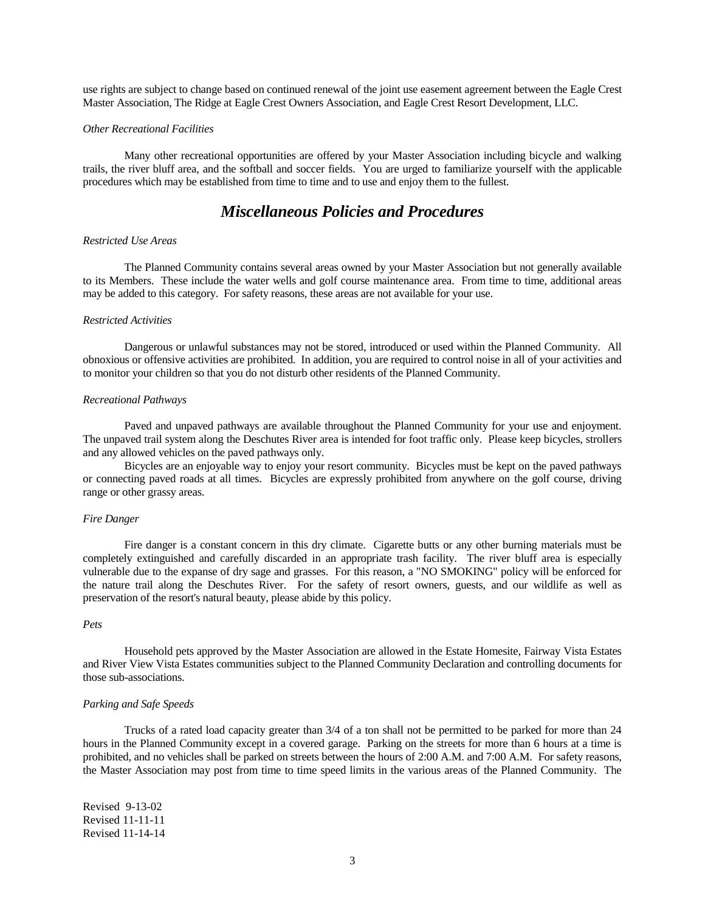use rights are subject to change based on continued renewal of the joint use easement agreement between the Eagle Crest Master Association, The Ridge at Eagle Crest Owners Association, and Eagle Crest Resort Development, LLC.

*Other Recreational Facilities*

Many other recreational opportunities are offered by your Master Association including bicycle and walking trails, the river bluff area, and the softball and soccer fields. You are urged to familiarize yourself with the applicable procedures which may be established from time to time and to use and enjoy them to the fullest.

## *Miscellaneous Policies and Procedures*

*Restricted Use Areas*

The Planned Community contains several areas owned by your Master Association but not generally available to its Members. These include the water wells and golf course maintenance area. From time to time, additional areas may be added to this category. For safety reasons, these areas are not available for your use.

*Restricted Activities*

Dangerous or unlawful substances may not be stored, introduced or used within the Planned Community. All obnoxious or offensive activities are prohibited. In addition, you are required to control noise in all of your activities and to monitor your children so that you do not disturb other residents of the Planned Community.

*Recreational Pathways*

Paved and unpaved pathways are available throughout the Planned Community for your use and enjoyment. The unpaved trail system along the Deschutes River area is intended for foot traffic only. Please keep bicycles, strollers and any allowed vehicles on the paved pathways only.

Bicycles are an enjoyable way to enjoy your resort community. Bicycles must be kept on the paved pathways or connecting paved roads at all times. Bicycles are expressly prohibited from anywhere on the golf course, driving range or other grassy areas.

*Fire Danger*

Fire danger is a constant concern in this dry climate. Cigarette butts or any other burning materials must be completely extinguished and carefully discarded in an appropriate trash facility. The river bluff area is especially vulnerable due to the expanse of dry sage and grasses. For this reason, a "NO SMOKING" policy will be enforced for the nature trail along the Deschutes River. For the safety of resort owners, guests, and our wildlife as well as preservation of the resort's natural beauty, please abide by this policy.

*Pets*

Household pets approved by the Master Association are allowed in the Estate Homesite, Fairway Vista Estates and River View Vista Estates communities subject to the Planned Community Declaration and controlling documents for those sub-associations.

*Parking and Safe Speeds*

Trucks of a rated load capacity greater than 3/4 of a ton shall not be permitted to be parked for more than 24 hours in the Planned Community except in a covered garage. Parking on the streets for more than 6 hours at a time is prohibited, and no vehicles shall be parked on streets between the hours of 2:00 A.M. and 7:00 A.M. For safety reasons, the Master Association may post from time to time speed limits in the various areas of the Planned Community. The

Revised 9-13-02
Revised 11-11-11
Revised 11-14-14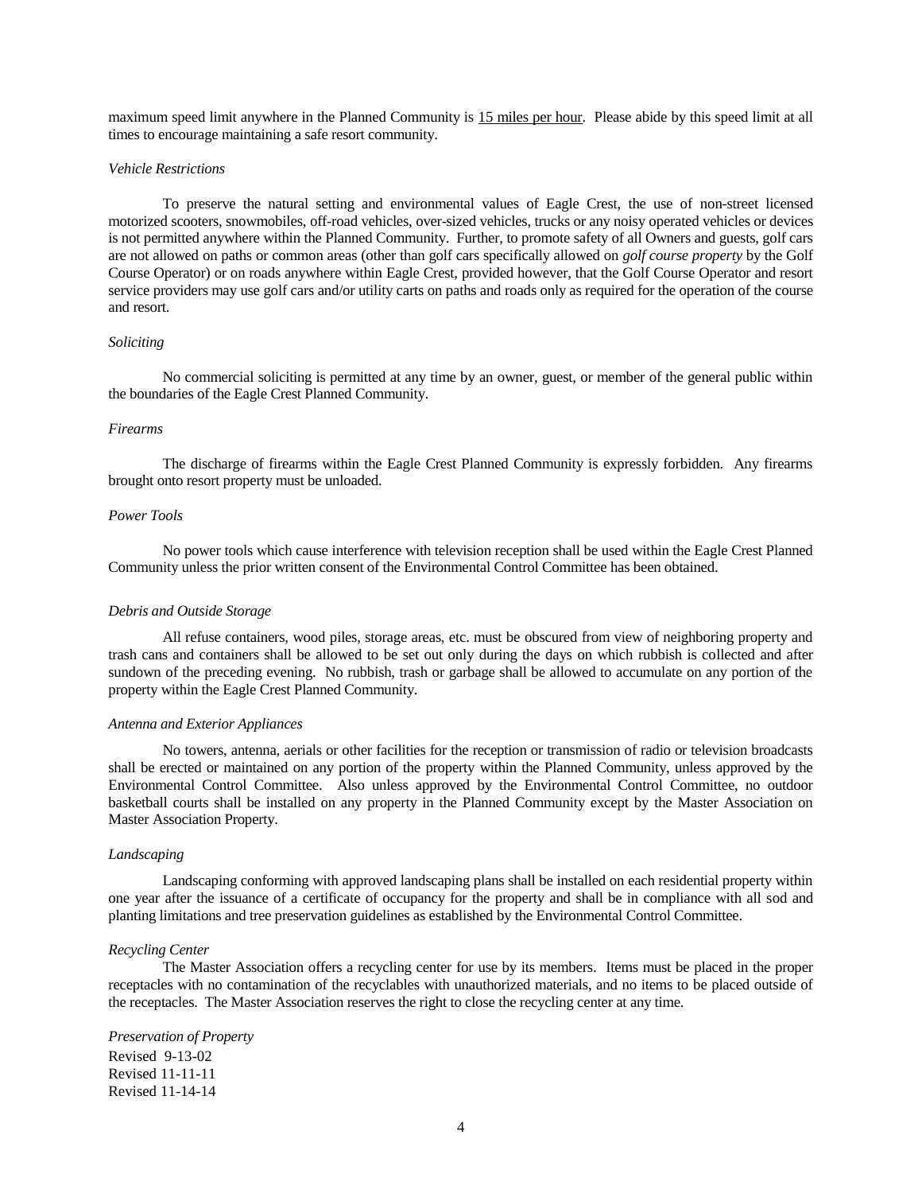maximum speed limit anywhere in the Planned Community is <u>15 miles per hour</u>. Please abide by this speed limit at all times to encourage maintaining a safe resort community.

*Vehicle Restrictions*

To preserve the natural setting and environmental values of Eagle Crest, the use of non-street licensed motorized scooters, snowmobiles, off-road vehicles, over-sized vehicles, trucks or any noisy operated vehicles or devices is not permitted anywhere within the Planned Community. Further, to promote safety of all Owners and guests, golf cars are not allowed on paths or common areas (other than golf cars specifically allowed on *golf course property* by the Golf Course Operator) or on roads anywhere within Eagle Crest, provided however, that the Golf Course Operator and resort service providers may use golf cars and/or utility carts on paths and roads only as required for the operation of the course and resort.

*Soliciting*

No commercial soliciting is permitted at any time by an owner, guest, or member of the general public within the boundaries of the Eagle Crest Planned Community.

*Firearms*

The discharge of firearms within the Eagle Crest Planned Community is expressly forbidden. Any firearms brought onto resort property must be unloaded.

*Power Tools*

No power tools which cause interference with television reception shall be used within the Eagle Crest Planned Community unless the prior written consent of the Environmental Control Committee has been obtained.

*Debris and Outside Storage*

All refuse containers, wood piles, storage areas, etc. must be obscured from view of neighboring property and trash cans and containers shall be allowed to be set out only during the days on which rubbish is collected and after sundown of the preceding evening. No rubbish, trash or garbage shall be allowed to accumulate on any portion of the property within the Eagle Crest Planned Community.

*Antenna and Exterior Appliances*

No towers, antenna, aerials or other facilities for the reception or transmission of radio or television broadcasts shall be erected or maintained on any portion of the property within the Planned Community, unless approved by the Environmental Control Committee. Also unless approved by the Environmental Control Committee, no outdoor basketball courts shall be installed on any property in the Planned Community except by the Master Association on Master Association Property.

*Landscaping*

Landscaping conforming with approved landscaping plans shall be installed on each residential property within one year after the issuance of a certificate of occupancy for the property and shall be in compliance with all sod and planting limitations and tree preservation guidelines as established by the Environmental Control Committee.

*Recycling Center*

The Master Association offers a recycling center for use by its members. Items must be placed in the proper receptacles with no contamination of the recyclables with unauthorized materials, and no items to be placed outside of the receptacles. The Master Association reserves the right to close the recycling center at any time.

*Preservation of Property*

Revised 9-13-02
Revised 11-11-11
Revised 11-14-14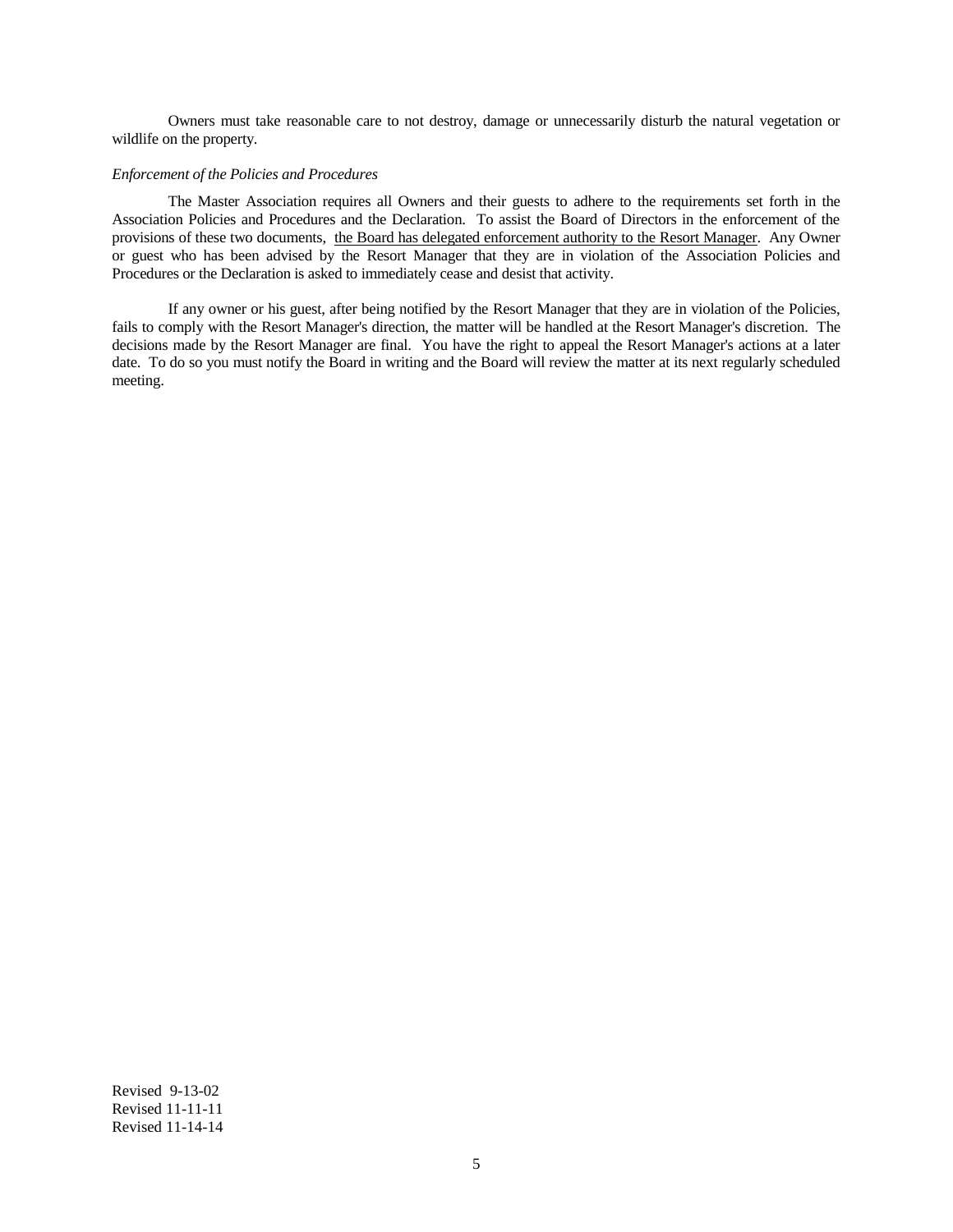Owners must take reasonable care to not destroy, damage or unnecessarily disturb the natural vegetation or wildlife on the property.

*Enforcement of the Policies and Procedures*

The Master Association requires all Owners and their guests to adhere to the requirements set forth in the Association Policies and Procedures and the Declaration. To assist the Board of Directors in the enforcement of the provisions of these two documents, <u>the Board has delegated enforcement authority to the Resort Manager</u>. Any Owner or guest who has been advised by the Resort Manager that they are in violation of the Association Policies and Procedures or the Declaration is asked to immediately cease and desist that activity.

If any owner or his guest, after being notified by the Resort Manager that they are in violation of the Policies, fails to comply with the Resort Manager's direction, the matter will be handled at the Resort Manager's discretion. The decisions made by the Resort Manager are final. You have the right to appeal the Resort Manager's actions at a later date. To do so you must notify the Board in writing and the Board will review the matter at its next regularly scheduled meeting.

Revised 9-13-02
Revised 11-11-11
Revised 11-14-14